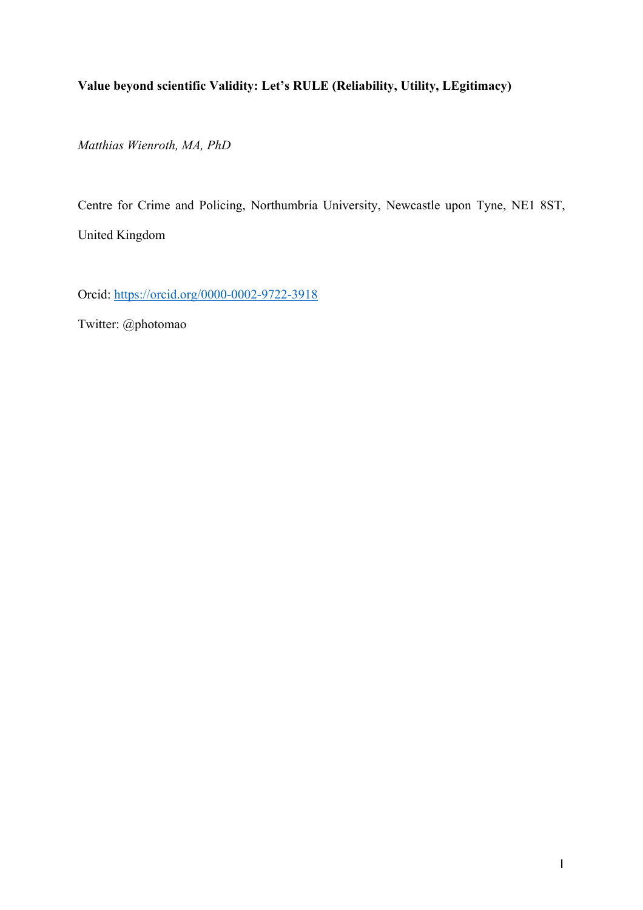**Value beyond scientific Validity: Let's RULE (Reliability, Utility, LEgitimacy)**

*Matthias Wienroth, MA, PhD*

Centre for Crime and Policing, Northumbria University, Newcastle upon Tyne, NE1 8ST, United Kingdom

Orcid: https://orcid.org/0000-0002-9722-3918

Twitter: @photomao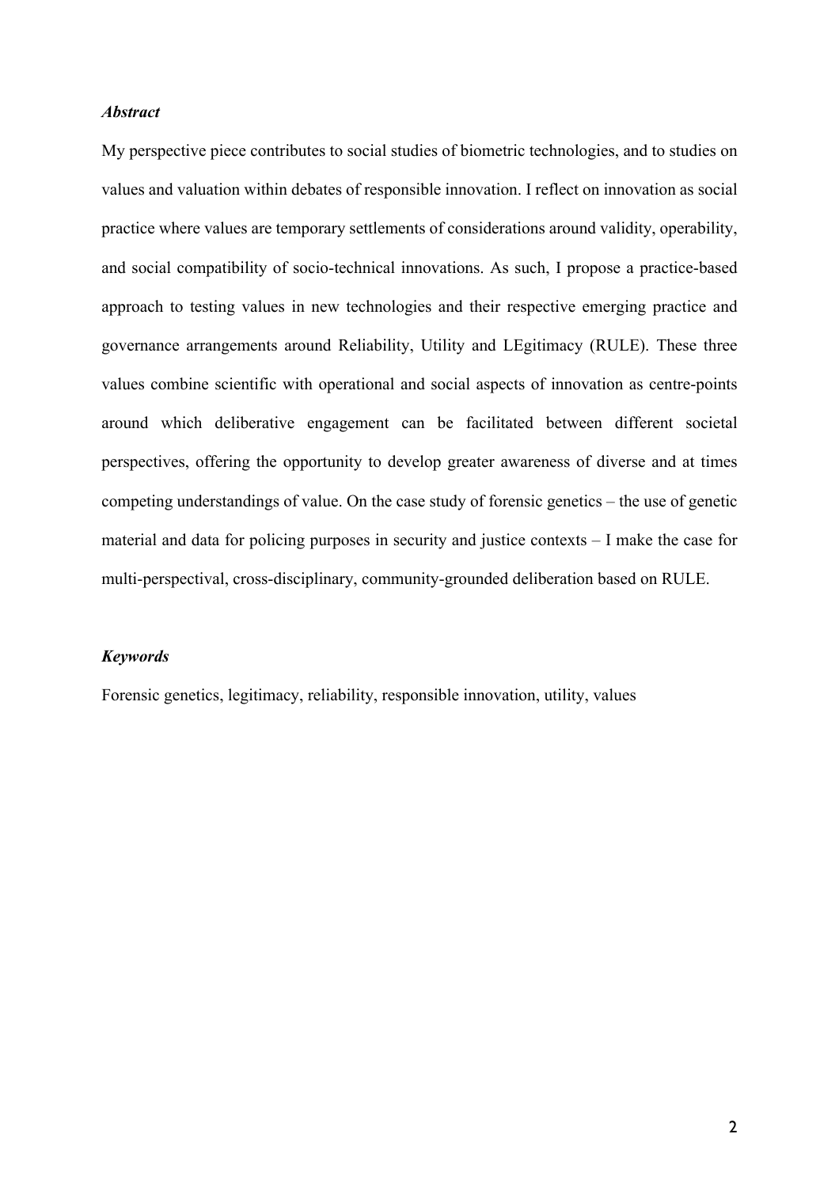***Abstract***

My perspective piece contributes to social studies of biometric technologies, and to studies on values and valuation within debates of responsible innovation. I reflect on innovation as social practice where values are temporary settlements of considerations around validity, operability, and social compatibility of socio-technical innovations. As such, I propose a practice-based approach to testing values in new technologies and their respective emerging practice and governance arrangements around Reliability, Utility and LEgitimacy (RULE). These three values combine scientific with operational and social aspects of innovation as centre-points around which deliberative engagement can be facilitated between different societal perspectives, offering the opportunity to develop greater awareness of diverse and at times competing understandings of value. On the case study of forensic genetics – the use of genetic material and data for policing purposes in security and justice contexts – I make the case for multi-perspectival, cross-disciplinary, community-grounded deliberation based on RULE.

***Keywords***

Forensic genetics, legitimacy, reliability, responsible innovation, utility, values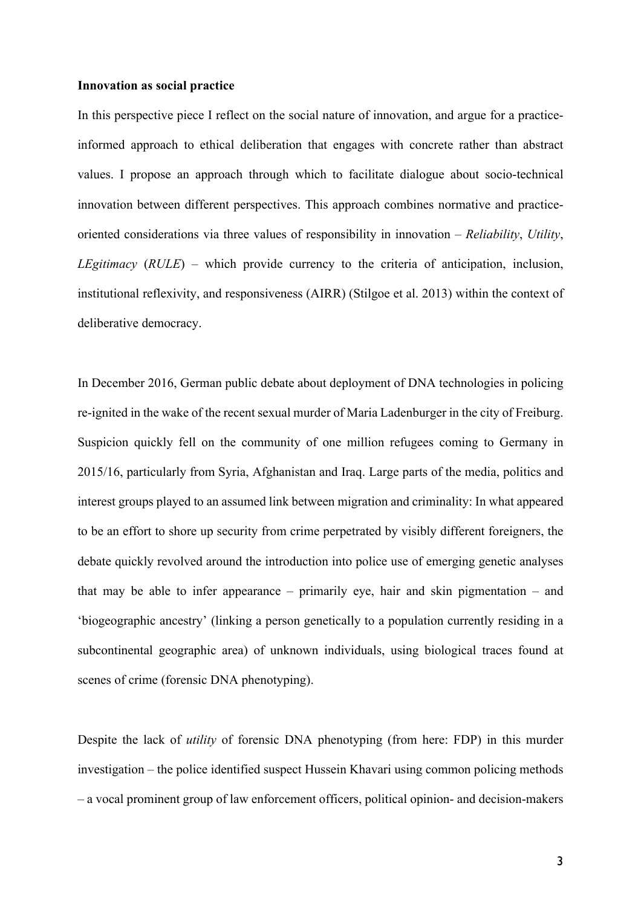**Innovation as social practice**

In this perspective piece I reflect on the social nature of innovation, and argue for a practice-informed approach to ethical deliberation that engages with concrete rather than abstract values. I propose an approach through which to facilitate dialogue about socio-technical innovation between different perspectives. This approach combines normative and practice-oriented considerations via three values of responsibility in innovation – *Reliability*, *Utility*, *LEgitimacy* (*RULE*) – which provide currency to the criteria of anticipation, inclusion, institutional reflexivity, and responsiveness (AIRR) (Stilgoe et al. 2013) within the context of deliberative democracy.

In December 2016, German public debate about deployment of DNA technologies in policing re-ignited in the wake of the recent sexual murder of Maria Ladenburger in the city of Freiburg. Suspicion quickly fell on the community of one million refugees coming to Germany in 2015/16, particularly from Syria, Afghanistan and Iraq. Large parts of the media, politics and interest groups played to an assumed link between migration and criminality: In what appeared to be an effort to shore up security from crime perpetrated by visibly different foreigners, the debate quickly revolved around the introduction into police use of emerging genetic analyses that may be able to infer appearance – primarily eye, hair and skin pigmentation – and 'biogeographic ancestry' (linking a person genetically to a population currently residing in a subcontinental geographic area) of unknown individuals, using biological traces found at scenes of crime (forensic DNA phenotyping).

Despite the lack of *utility* of forensic DNA phenotyping (from here: FDP) in this murder investigation – the police identified suspect Hussein Khavari using common policing methods – a vocal prominent group of law enforcement officers, political opinion- and decision-makers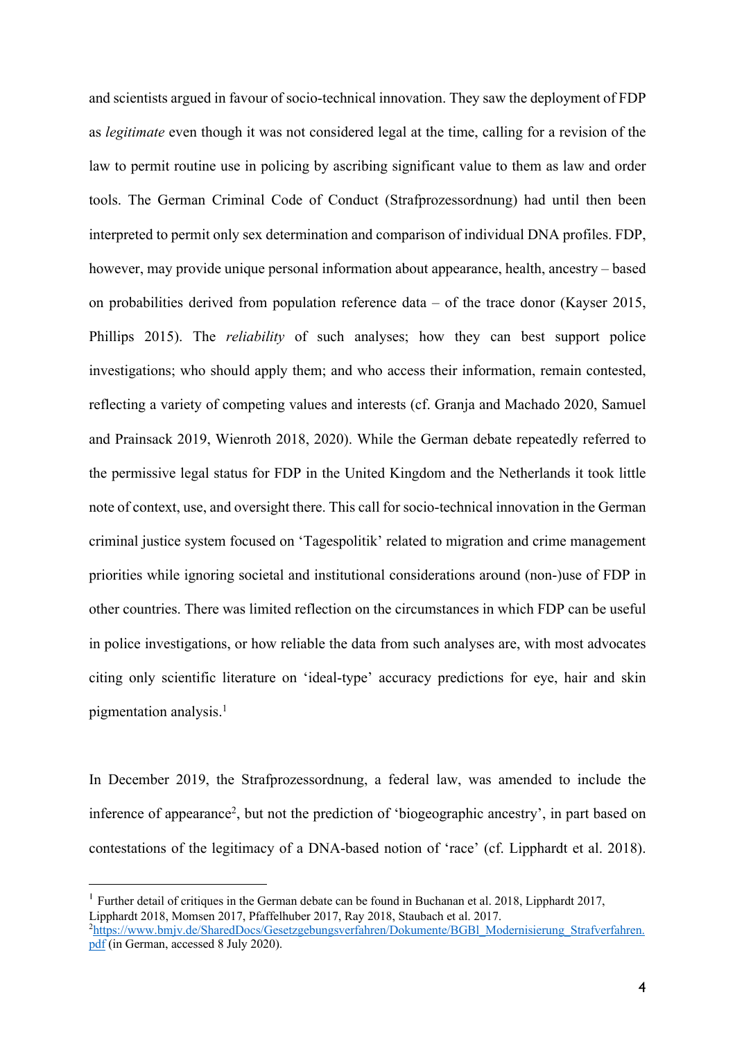and scientists argued in favour of socio-technical innovation. They saw the deployment of FDP as *legitimate* even though it was not considered legal at the time, calling for a revision of the law to permit routine use in policing by ascribing significant value to them as law and order tools. The German Criminal Code of Conduct (Strafprozessordnung) had until then been interpreted to permit only sex determination and comparison of individual DNA profiles. FDP, however, may provide unique personal information about appearance, health, ancestry – based on probabilities derived from population reference data – of the trace donor (Kayser 2015, Phillips 2015). The *reliability* of such analyses; how they can best support police investigations; who should apply them; and who access their information, remain contested, reflecting a variety of competing values and interests (cf. Granja and Machado 2020, Samuel and Prainsack 2019, Wienroth 2018, 2020). While the German debate repeatedly referred to the permissive legal status for FDP in the United Kingdom and the Netherlands it took little note of context, use, and oversight there. This call for socio-technical innovation in the German criminal justice system focused on 'Tagespolitik' related to migration and crime management priorities while ignoring societal and institutional considerations around (non-)use of FDP in other countries. There was limited reflection on the circumstances in which FDP can be useful in police investigations, or how reliable the data from such analyses are, with most advocates citing only scientific literature on 'ideal-type' accuracy predictions for eye, hair and skin pigmentation analysis.[1]

In December 2019, the Strafprozessordnung, a federal law, was amended to include the inference of appearance[2], but not the prediction of 'biogeographic ancestry', in part based on contestations of the legitimacy of a DNA-based notion of 'race' (cf. Lipphardt et al. 2018).

---

[1] Further detail of critiques in the German debate can be found in Buchanan et al. 2018, Lipphardt 2017, Lipphardt 2018, Momsen 2017, Pfaffelhuber 2017, Ray 2018, Staubach et al. 2017.

[2] https://www.bmjv.de/SharedDocs/Gesetzgebungsverfahren/Dokumente/BGBl_Modernisierung_Strafverfahren.pdf (in German, accessed 8 July 2020).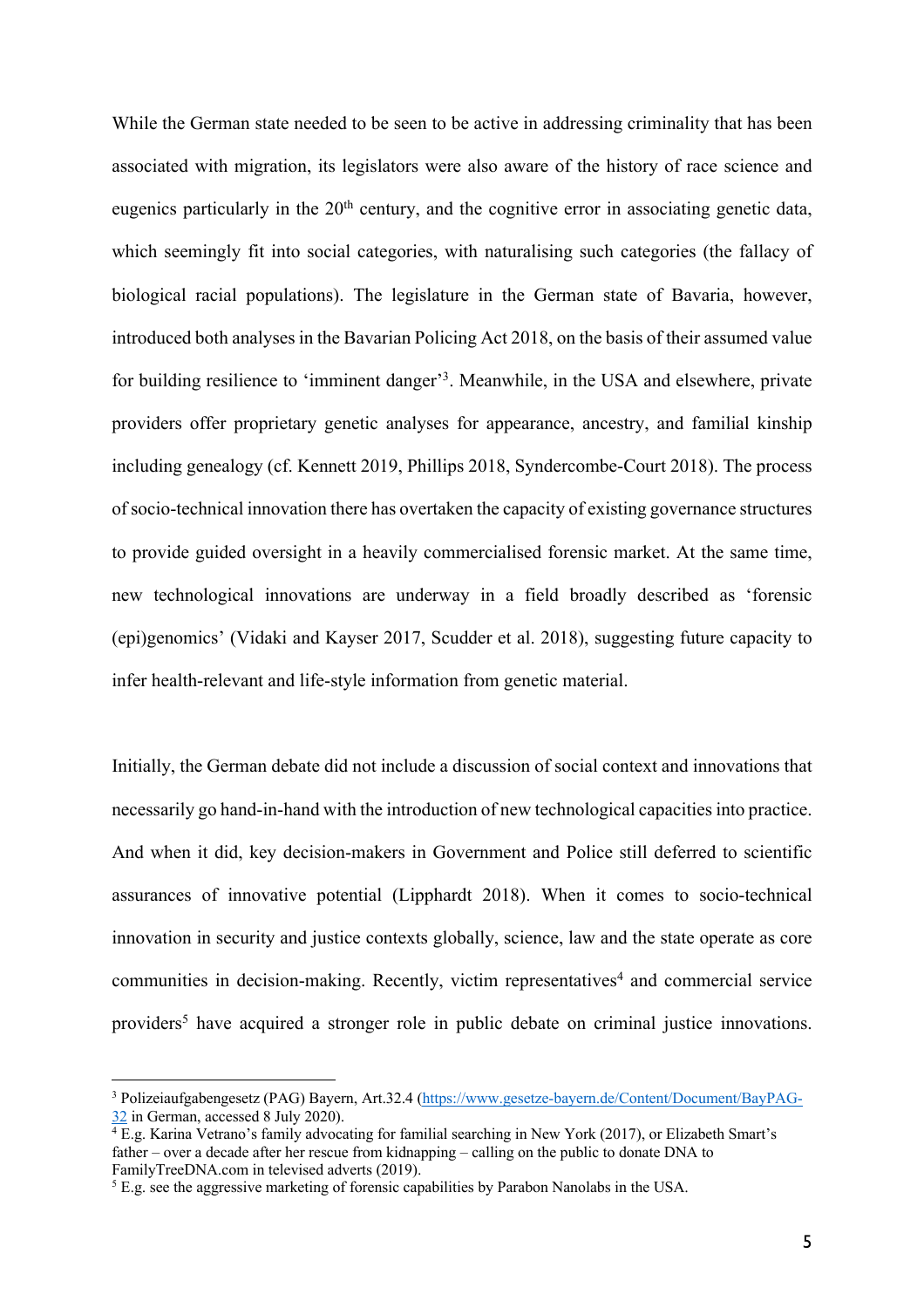While the German state needed to be seen to be active in addressing criminality that has been associated with migration, its legislators were also aware of the history of race science and eugenics particularly in the 20th century, and the cognitive error in associating genetic data, which seemingly fit into social categories, with naturalising such categories (the fallacy of biological racial populations). The legislature in the German state of Bavaria, however, introduced both analyses in the Bavarian Policing Act 2018, on the basis of their assumed value for building resilience to 'imminent danger'[3]. Meanwhile, in the USA and elsewhere, private providers offer proprietary genetic analyses for appearance, ancestry, and familial kinship including genealogy (cf. Kennett 2019, Phillips 2018, Syndercombe-Court 2018). The process of socio-technical innovation there has overtaken the capacity of existing governance structures to provide guided oversight in a heavily commercialised forensic market. At the same time, new technological innovations are underway in a field broadly described as 'forensic (epi)genomics' (Vidaki and Kayser 2017, Scudder et al. 2018), suggesting future capacity to infer health-relevant and life-style information from genetic material.

Initially, the German debate did not include a discussion of social context and innovations that necessarily go hand-in-hand with the introduction of new technological capacities into practice. And when it did, key decision-makers in Government and Police still deferred to scientific assurances of innovative potential (Lipphardt 2018). When it comes to socio-technical innovation in security and justice contexts globally, science, law and the state operate as core communities in decision-making. Recently, victim representatives[4] and commercial service providers[5] have acquired a stronger role in public debate on criminal justice innovations.

---

[3] Polizeiaufgabengesetz (PAG) Bayern, Art.32.4 (https://www.gesetze-bayern.de/Content/Document/BayPAG-32 in German, accessed 8 July 2020).

[4] E.g. Karina Vetrano's family advocating for familial searching in New York (2017), or Elizabeth Smart's father – over a decade after her rescue from kidnapping – calling on the public to donate DNA to FamilyTreeDNA.com in televised adverts (2019).

[5] E.g. see the aggressive marketing of forensic capabilities by Parabon Nanolabs in the USA.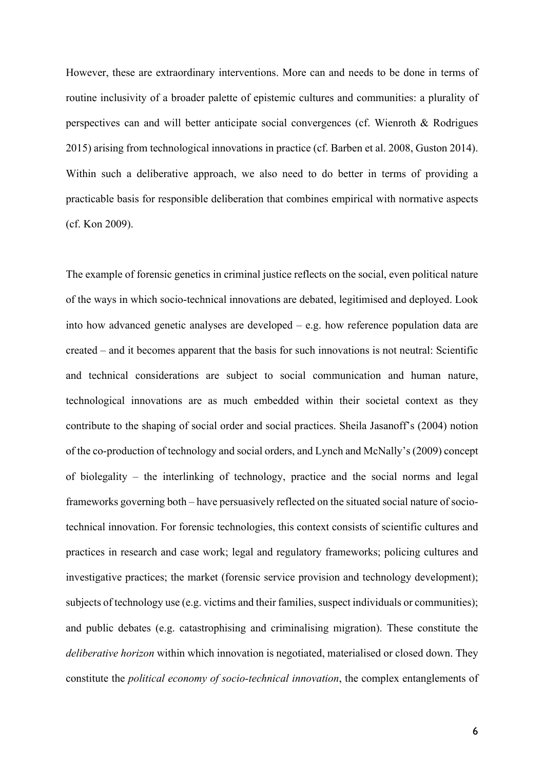However, these are extraordinary interventions. More can and needs to be done in terms of routine inclusivity of a broader palette of epistemic cultures and communities: a plurality of perspectives can and will better anticipate social convergences (cf. Wienroth & Rodrigues 2015) arising from technological innovations in practice (cf. Barben et al. 2008, Guston 2014). Within such a deliberative approach, we also need to do better in terms of providing a practicable basis for responsible deliberation that combines empirical with normative aspects (cf. Kon 2009).

The example of forensic genetics in criminal justice reflects on the social, even political nature of the ways in which socio-technical innovations are debated, legitimised and deployed. Look into how advanced genetic analyses are developed – e.g. how reference population data are created – and it becomes apparent that the basis for such innovations is not neutral: Scientific and technical considerations are subject to social communication and human nature, technological innovations are as much embedded within their societal context as they contribute to the shaping of social order and social practices. Sheila Jasanoff's (2004) notion of the co-production of technology and social orders, and Lynch and McNally's (2009) concept of biolegality – the interlinking of technology, practice and the social norms and legal frameworks governing both – have persuasively reflected on the situated social nature of socio-technical innovation. For forensic technologies, this context consists of scientific cultures and practices in research and case work; legal and regulatory frameworks; policing cultures and investigative practices; the market (forensic service provision and technology development); subjects of technology use (e.g. victims and their families, suspect individuals or communities); and public debates (e.g. catastrophising and criminalising migration). These constitute the *deliberative horizon* within which innovation is negotiated, materialised or closed down. They constitute the *political economy of socio-technical innovation*, the complex entanglements of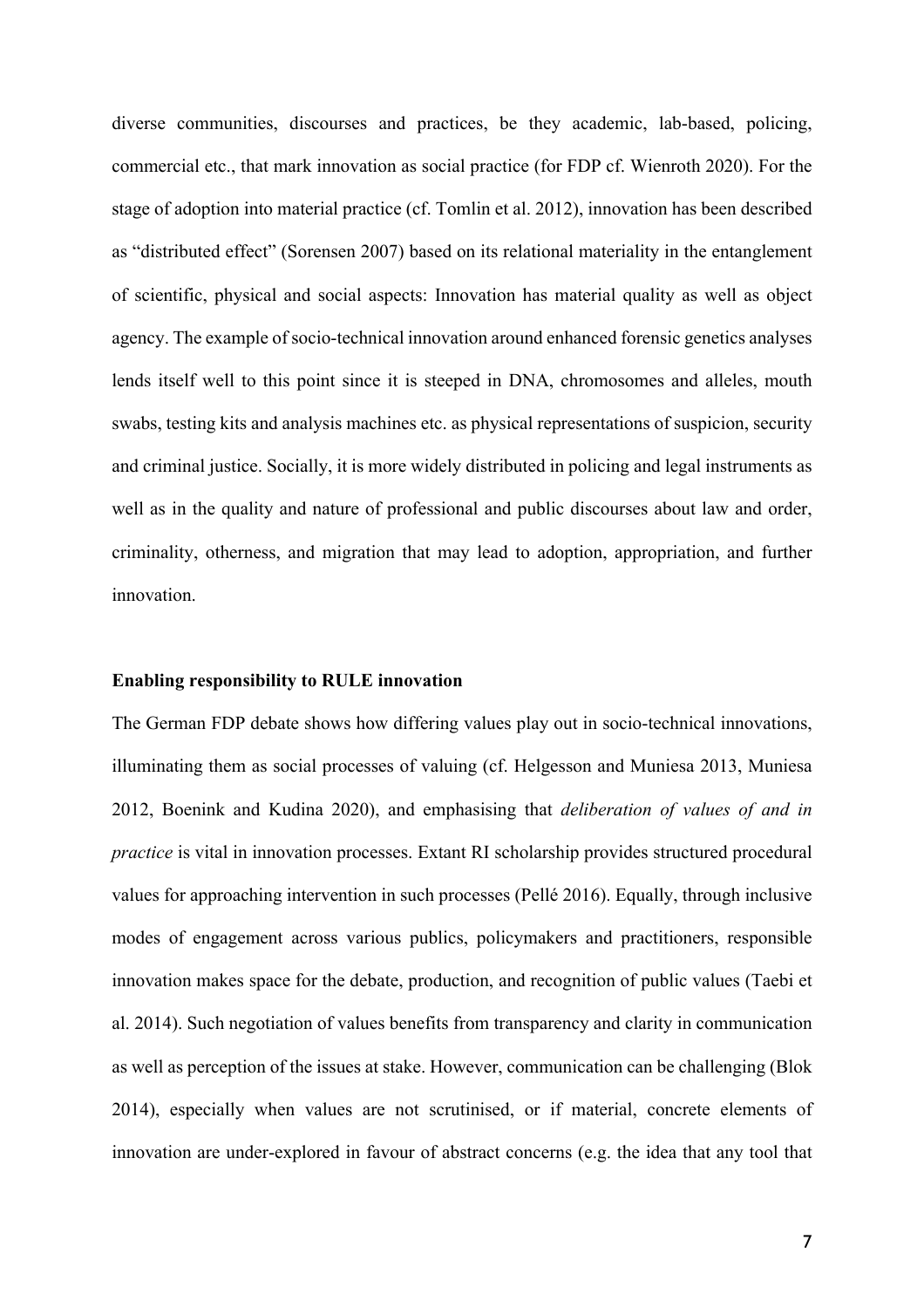diverse communities, discourses and practices, be they academic, lab-based, policing, commercial etc., that mark innovation as social practice (for FDP cf. Wienroth 2020). For the stage of adoption into material practice (cf. Tomlin et al. 2012), innovation has been described as "distributed effect" (Sorensen 2007) based on its relational materiality in the entanglement of scientific, physical and social aspects: Innovation has material quality as well as object agency. The example of socio-technical innovation around enhanced forensic genetics analyses lends itself well to this point since it is steeped in DNA, chromosomes and alleles, mouth swabs, testing kits and analysis machines etc. as physical representations of suspicion, security and criminal justice. Socially, it is more widely distributed in policing and legal instruments as well as in the quality and nature of professional and public discourses about law and order, criminality, otherness, and migration that may lead to adoption, appropriation, and further innovation.

**Enabling responsibility to RULE innovation**

The German FDP debate shows how differing values play out in socio-technical innovations, illuminating them as social processes of valuing (cf. Helgesson and Muniesa 2013, Muniesa 2012, Boenink and Kudina 2020), and emphasising that *deliberation of values of and in practice* is vital in innovation processes. Extant RI scholarship provides structured procedural values for approaching intervention in such processes (Pellé 2016). Equally, through inclusive modes of engagement across various publics, policymakers and practitioners, responsible innovation makes space for the debate, production, and recognition of public values (Taebi et al. 2014). Such negotiation of values benefits from transparency and clarity in communication as well as perception of the issues at stake. However, communication can be challenging (Blok 2014), especially when values are not scrutinised, or if material, concrete elements of innovation are under-explored in favour of abstract concerns (e.g. the idea that any tool that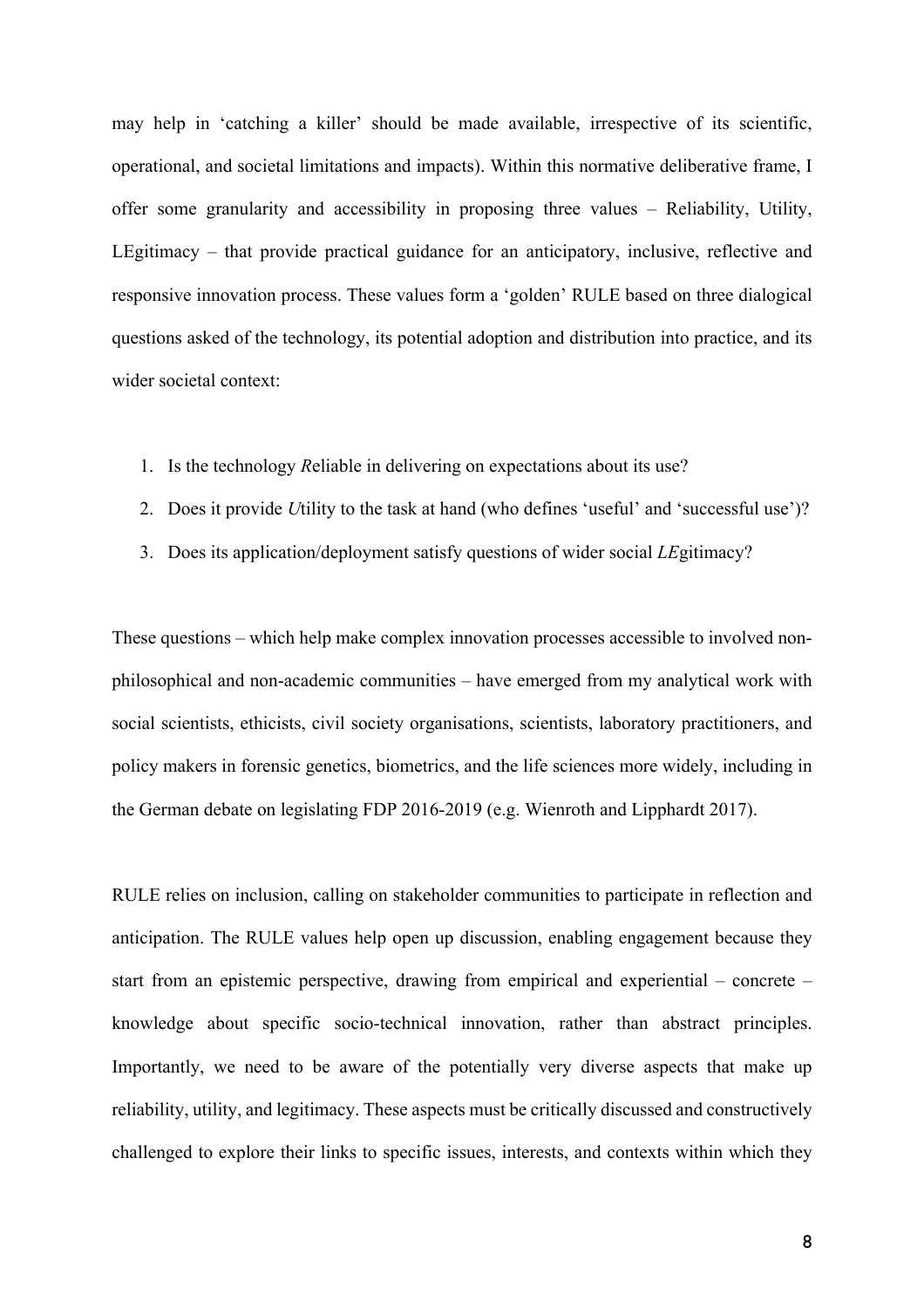may help in 'catching a killer' should be made available, irrespective of its scientific, operational, and societal limitations and impacts). Within this normative deliberative frame, I offer some granularity and accessibility in proposing three values – Reliability, Utility, LEgitimacy – that provide practical guidance for an anticipatory, inclusive, reflective and responsive innovation process. These values form a 'golden' RULE based on three dialogical questions asked of the technology, its potential adoption and distribution into practice, and its wider societal context:

1. Is the technology *R*eliable in delivering on expectations about its use?
2. Does it provide *U*tility to the task at hand (who defines 'useful' and 'successful use')?
3. Does its application/deployment satisfy questions of wider social *LE*gitimacy?

These questions – which help make complex innovation processes accessible to involved non-philosophical and non-academic communities – have emerged from my analytical work with social scientists, ethicists, civil society organisations, scientists, laboratory practitioners, and policy makers in forensic genetics, biometrics, and the life sciences more widely, including in the German debate on legislating FDP 2016-2019 (e.g. Wienroth and Lipphardt 2017).

RULE relies on inclusion, calling on stakeholder communities to participate in reflection and anticipation. The RULE values help open up discussion, enabling engagement because they start from an epistemic perspective, drawing from empirical and experiential – concrete – knowledge about specific socio-technical innovation, rather than abstract principles. Importantly, we need to be aware of the potentially very diverse aspects that make up reliability, utility, and legitimacy. These aspects must be critically discussed and constructively challenged to explore their links to specific issues, interests, and contexts within which they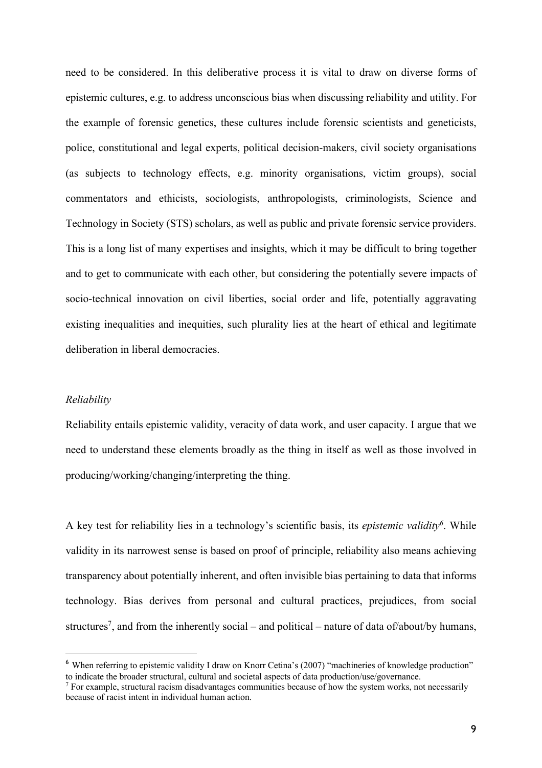need to be considered. In this deliberative process it is vital to draw on diverse forms of epistemic cultures, e.g. to address unconscious bias when discussing reliability and utility. For the example of forensic genetics, these cultures include forensic scientists and geneticists, police, constitutional and legal experts, political decision-makers, civil society organisations (as subjects to technology effects, e.g. minority organisations, victim groups), social commentators and ethicists, sociologists, anthropologists, criminologists, Science and Technology in Society (STS) scholars, as well as public and private forensic service providers. This is a long list of many expertises and insights, which it may be difficult to bring together and to get to communicate with each other, but considering the potentially severe impacts of socio-technical innovation on civil liberties, social order and life, potentially aggravating existing inequalities and inequities, such plurality lies at the heart of ethical and legitimate deliberation in liberal democracies.

*Reliability*

Reliability entails epistemic validity, veracity of data work, and user capacity. I argue that we need to understand these elements broadly as the thing in itself as well as those involved in producing/working/changing/interpreting the thing.

A key test for reliability lies in a technology's scientific basis, its *epistemic validity*[6]. While validity in its narrowest sense is based on proof of principle, reliability also means achieving transparency about potentially inherent, and often invisible bias pertaining to data that informs technology. Bias derives from personal and cultural practices, prejudices, from social structures[7], and from the inherently social – and political – nature of data of/about/by humans,

[6] When referring to epistemic validity I draw on Knorr Cetina's (2007) "machineries of knowledge production" to indicate the broader structural, cultural and societal aspects of data production/use/governance.

[7] For example, structural racism disadvantages communities because of how the system works, not necessarily because of racist intent in individual human action.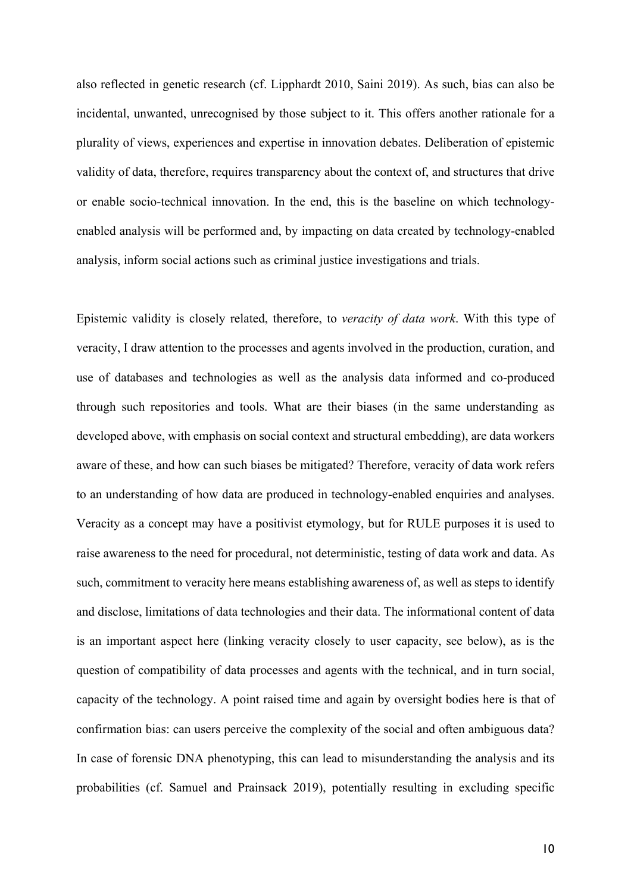also reflected in genetic research (cf. Lipphardt 2010, Saini 2019). As such, bias can also be incidental, unwanted, unrecognised by those subject to it. This offers another rationale for a plurality of views, experiences and expertise in innovation debates. Deliberation of epistemic validity of data, therefore, requires transparency about the context of, and structures that drive or enable socio-technical innovation. In the end, this is the baseline on which technology-enabled analysis will be performed and, by impacting on data created by technology-enabled analysis, inform social actions such as criminal justice investigations and trials.

Epistemic validity is closely related, therefore, to *veracity of data work*. With this type of veracity, I draw attention to the processes and agents involved in the production, curation, and use of databases and technologies as well as the analysis data informed and co-produced through such repositories and tools. What are their biases (in the same understanding as developed above, with emphasis on social context and structural embedding), are data workers aware of these, and how can such biases be mitigated? Therefore, veracity of data work refers to an understanding of how data are produced in technology-enabled enquiries and analyses. Veracity as a concept may have a positivist etymology, but for RULE purposes it is used to raise awareness to the need for procedural, not deterministic, testing of data work and data. As such, commitment to veracity here means establishing awareness of, as well as steps to identify and disclose, limitations of data technologies and their data. The informational content of data is an important aspect here (linking veracity closely to user capacity, see below), as is the question of compatibility of data processes and agents with the technical, and in turn social, capacity of the technology. A point raised time and again by oversight bodies here is that of confirmation bias: can users perceive the complexity of the social and often ambiguous data? In case of forensic DNA phenotyping, this can lead to misunderstanding the analysis and its probabilities (cf. Samuel and Prainsack 2019), potentially resulting in excluding specific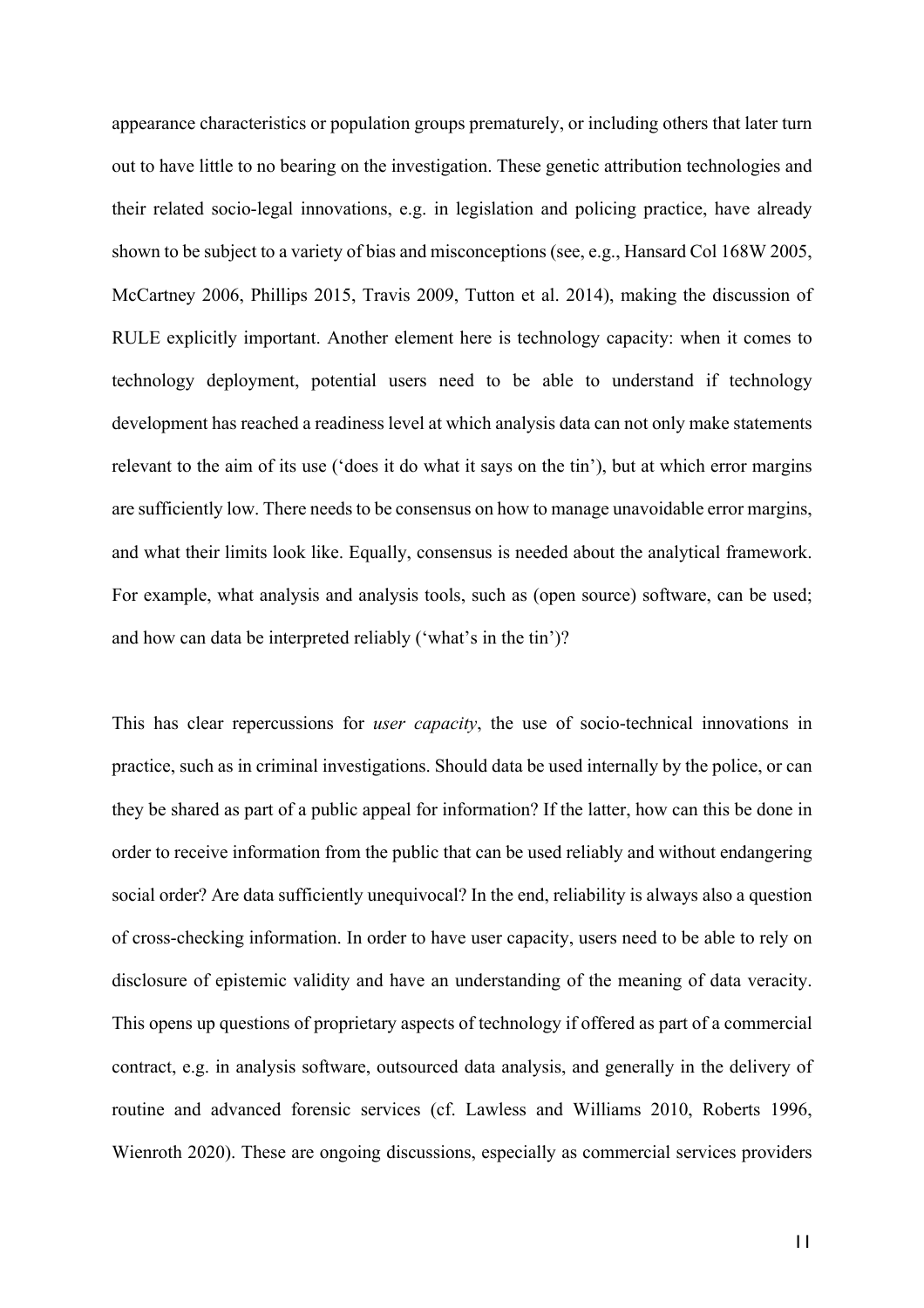appearance characteristics or population groups prematurely, or including others that later turn out to have little to no bearing on the investigation. These genetic attribution technologies and their related socio-legal innovations, e.g. in legislation and policing practice, have already shown to be subject to a variety of bias and misconceptions (see, e.g., Hansard Col 168W 2005, McCartney 2006, Phillips 2015, Travis 2009, Tutton et al. 2014), making the discussion of RULE explicitly important. Another element here is technology capacity: when it comes to technology deployment, potential users need to be able to understand if technology development has reached a readiness level at which analysis data can not only make statements relevant to the aim of its use ('does it do what it says on the tin'), but at which error margins are sufficiently low. There needs to be consensus on how to manage unavoidable error margins, and what their limits look like. Equally, consensus is needed about the analytical framework. For example, what analysis and analysis tools, such as (open source) software, can be used; and how can data be interpreted reliably ('what's in the tin')?

This has clear repercussions for *user capacity*, the use of socio-technical innovations in practice, such as in criminal investigations. Should data be used internally by the police, or can they be shared as part of a public appeal for information? If the latter, how can this be done in order to receive information from the public that can be used reliably and without endangering social order? Are data sufficiently unequivocal? In the end, reliability is always also a question of cross-checking information. In order to have user capacity, users need to be able to rely on disclosure of epistemic validity and have an understanding of the meaning of data veracity. This opens up questions of proprietary aspects of technology if offered as part of a commercial contract, e.g. in analysis software, outsourced data analysis, and generally in the delivery of routine and advanced forensic services (cf. Lawless and Williams 2010, Roberts 1996, Wienroth 2020). These are ongoing discussions, especially as commercial services providers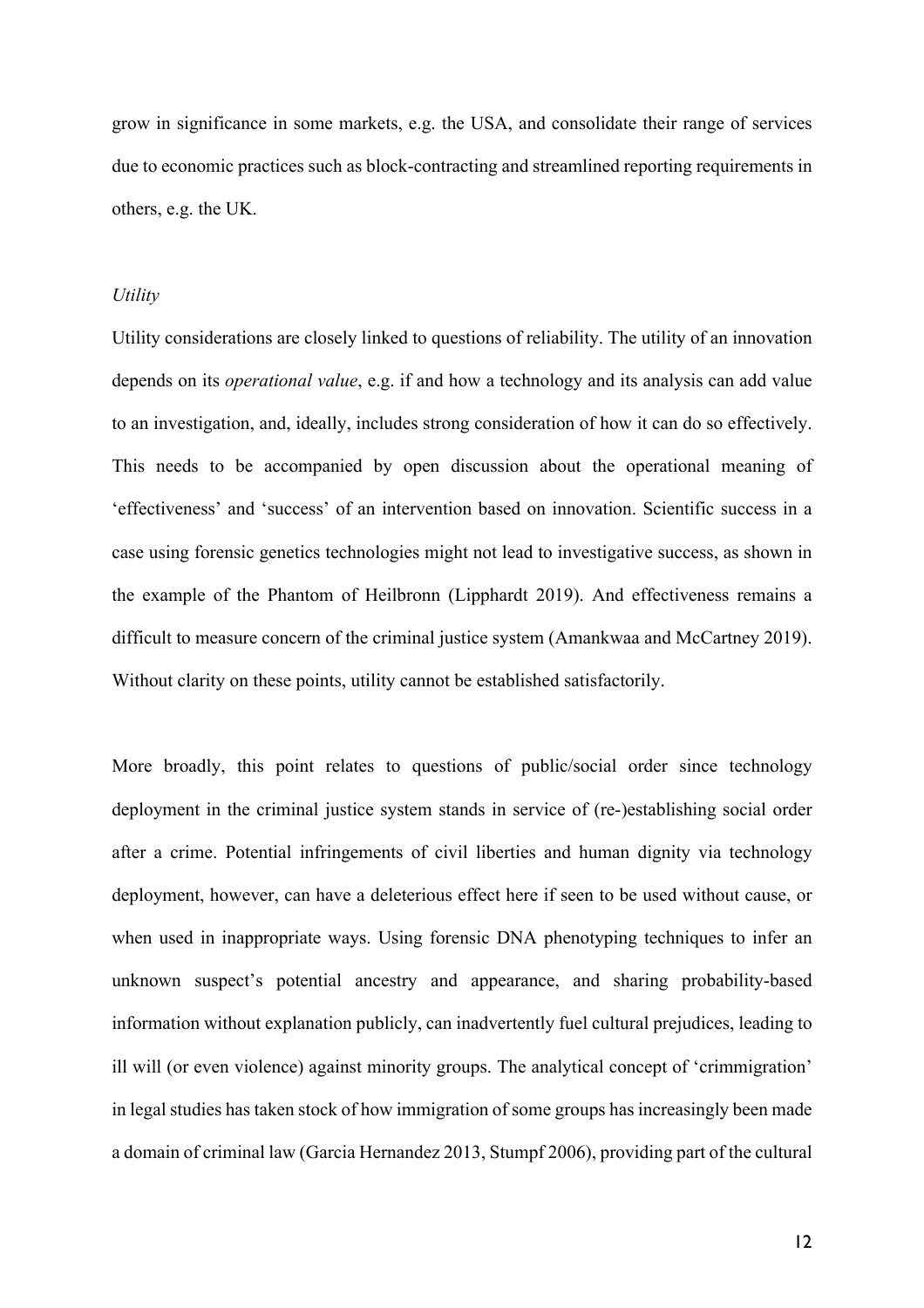grow in significance in some markets, e.g. the USA, and consolidate their range of services due to economic practices such as block-contracting and streamlined reporting requirements in others, e.g. the UK.

*Utility*

Utility considerations are closely linked to questions of reliability. The utility of an innovation depends on its *operational value*, e.g. if and how a technology and its analysis can add value to an investigation, and, ideally, includes strong consideration of how it can do so effectively. This needs to be accompanied by open discussion about the operational meaning of 'effectiveness' and 'success' of an intervention based on innovation. Scientific success in a case using forensic genetics technologies might not lead to investigative success, as shown in the example of the Phantom of Heilbronn (Lipphardt 2019). And effectiveness remains a difficult to measure concern of the criminal justice system (Amankwaa and McCartney 2019). Without clarity on these points, utility cannot be established satisfactorily.

More broadly, this point relates to questions of public/social order since technology deployment in the criminal justice system stands in service of (re-)establishing social order after a crime. Potential infringements of civil liberties and human dignity via technology deployment, however, can have a deleterious effect here if seen to be used without cause, or when used in inappropriate ways. Using forensic DNA phenotyping techniques to infer an unknown suspect's potential ancestry and appearance, and sharing probability-based information without explanation publicly, can inadvertently fuel cultural prejudices, leading to ill will (or even violence) against minority groups. The analytical concept of 'crimmigration' in legal studies has taken stock of how immigration of some groups has increasingly been made a domain of criminal law (Garcia Hernandez 2013, Stumpf 2006), providing part of the cultural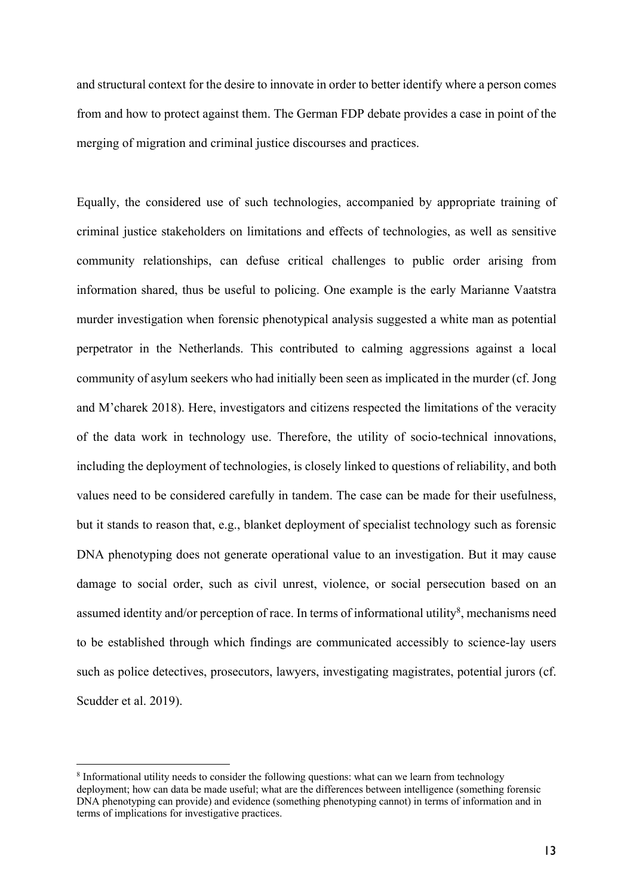and structural context for the desire to innovate in order to better identify where a person comes from and how to protect against them. The German FDP debate provides a case in point of the merging of migration and criminal justice discourses and practices.

Equally, the considered use of such technologies, accompanied by appropriate training of criminal justice stakeholders on limitations and effects of technologies, as well as sensitive community relationships, can defuse critical challenges to public order arising from information shared, thus be useful to policing. One example is the early Marianne Vaatstra murder investigation when forensic phenotypical analysis suggested a white man as potential perpetrator in the Netherlands. This contributed to calming aggressions against a local community of asylum seekers who had initially been seen as implicated in the murder (cf. Jong and M'charek 2018). Here, investigators and citizens respected the limitations of the veracity of the data work in technology use. Therefore, the utility of socio-technical innovations, including the deployment of technologies, is closely linked to questions of reliability, and both values need to be considered carefully in tandem. The case can be made for their usefulness, but it stands to reason that, e.g., blanket deployment of specialist technology such as forensic DNA phenotyping does not generate operational value to an investigation. But it may cause damage to social order, such as civil unrest, violence, or social persecution based on an assumed identity and/or perception of race. In terms of informational utility[8], mechanisms need to be established through which findings are communicated accessibly to science-lay users such as police detectives, prosecutors, lawyers, investigating magistrates, potential jurors (cf. Scudder et al. 2019).

---

[8] Informational utility needs to consider the following questions: what can we learn from technology deployment; how can data be made useful; what are the differences between intelligence (something forensic DNA phenotyping can provide) and evidence (something phenotyping cannot) in terms of information and in terms of implications for investigative practices.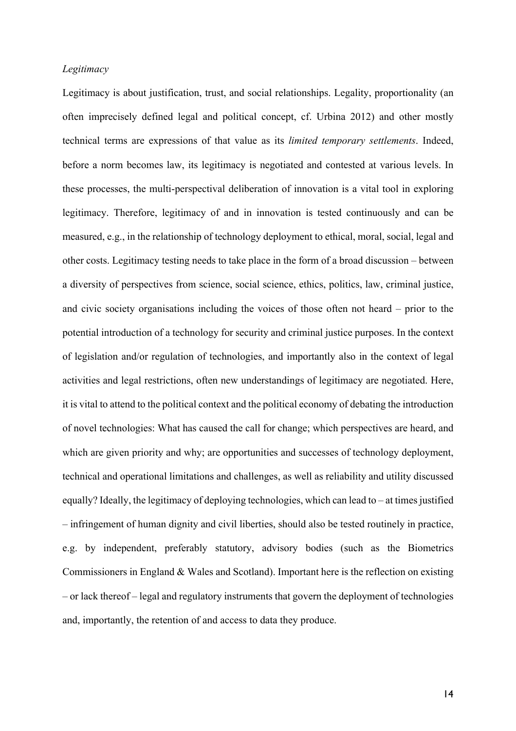*Legitimacy*

Legitimacy is about justification, trust, and social relationships. Legality, proportionality (an often imprecisely defined legal and political concept, cf. Urbina 2012) and other mostly technical terms are expressions of that value as its *limited temporary settlements*. Indeed, before a norm becomes law, its legitimacy is negotiated and contested at various levels. In these processes, the multi-perspectival deliberation of innovation is a vital tool in exploring legitimacy. Therefore, legitimacy of and in innovation is tested continuously and can be measured, e.g., in the relationship of technology deployment to ethical, moral, social, legal and other costs. Legitimacy testing needs to take place in the form of a broad discussion – between a diversity of perspectives from science, social science, ethics, politics, law, criminal justice, and civic society organisations including the voices of those often not heard – prior to the potential introduction of a technology for security and criminal justice purposes. In the context of legislation and/or regulation of technologies, and importantly also in the context of legal activities and legal restrictions, often new understandings of legitimacy are negotiated. Here, it is vital to attend to the political context and the political economy of debating the introduction of novel technologies: What has caused the call for change; which perspectives are heard, and which are given priority and why; are opportunities and successes of technology deployment, technical and operational limitations and challenges, as well as reliability and utility discussed equally? Ideally, the legitimacy of deploying technologies, which can lead to – at times justified – infringement of human dignity and civil liberties, should also be tested routinely in practice, e.g. by independent, preferably statutory, advisory bodies (such as the Biometrics Commissioners in England & Wales and Scotland). Important here is the reflection on existing – or lack thereof – legal and regulatory instruments that govern the deployment of technologies and, importantly, the retention of and access to data they produce.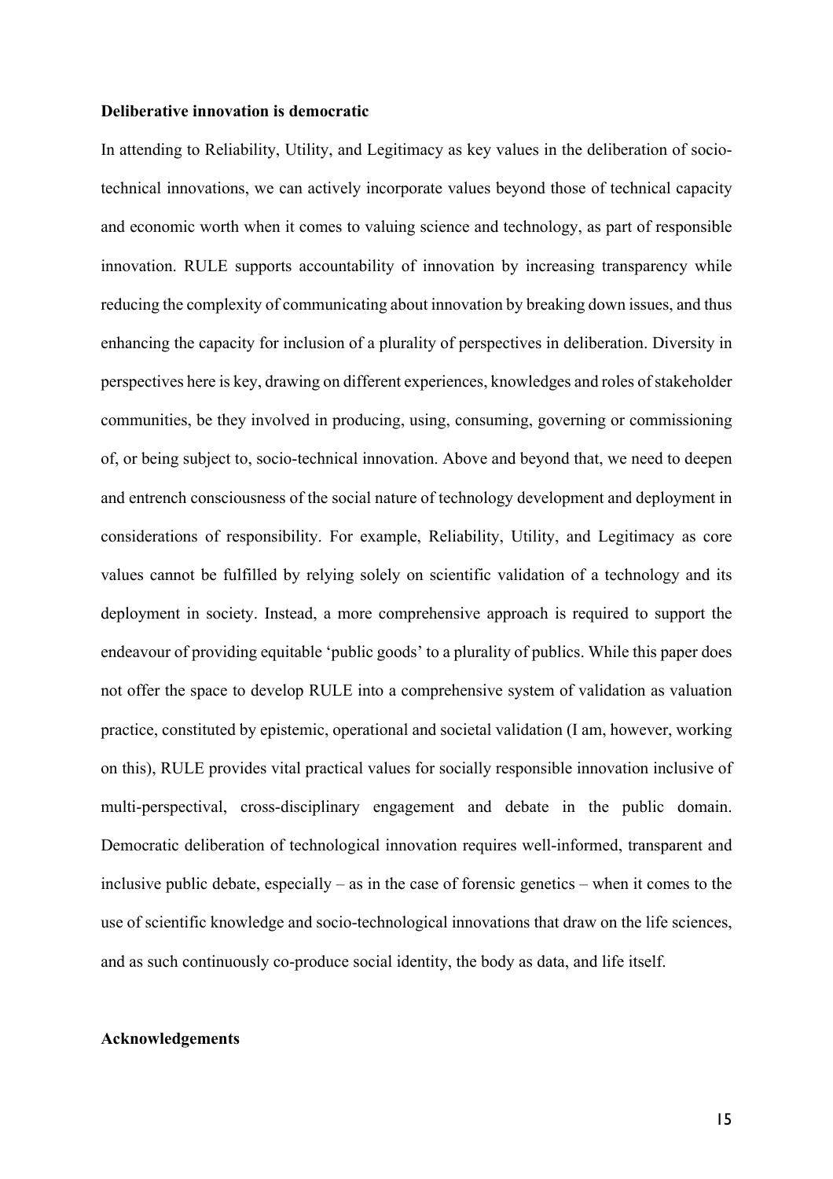**Deliberative innovation is democratic**

In attending to Reliability, Utility, and Legitimacy as key values in the deliberation of socio-technical innovations, we can actively incorporate values beyond those of technical capacity and economic worth when it comes to valuing science and technology, as part of responsible innovation. RULE supports accountability of innovation by increasing transparency while reducing the complexity of communicating about innovation by breaking down issues, and thus enhancing the capacity for inclusion of a plurality of perspectives in deliberation. Diversity in perspectives here is key, drawing on different experiences, knowledges and roles of stakeholder communities, be they involved in producing, using, consuming, governing or commissioning of, or being subject to, socio-technical innovation. Above and beyond that, we need to deepen and entrench consciousness of the social nature of technology development and deployment in considerations of responsibility. For example, Reliability, Utility, and Legitimacy as core values cannot be fulfilled by relying solely on scientific validation of a technology and its deployment in society. Instead, a more comprehensive approach is required to support the endeavour of providing equitable 'public goods' to a plurality of publics. While this paper does not offer the space to develop RULE into a comprehensive system of validation as valuation practice, constituted by epistemic, operational and societal validation (I am, however, working on this), RULE provides vital practical values for socially responsible innovation inclusive of multi-perspectival, cross-disciplinary engagement and debate in the public domain. Democratic deliberation of technological innovation requires well-informed, transparent and inclusive public debate, especially – as in the case of forensic genetics – when it comes to the use of scientific knowledge and socio-technological innovations that draw on the life sciences, and as such continuously co-produce social identity, the body as data, and life itself.

**Acknowledgements**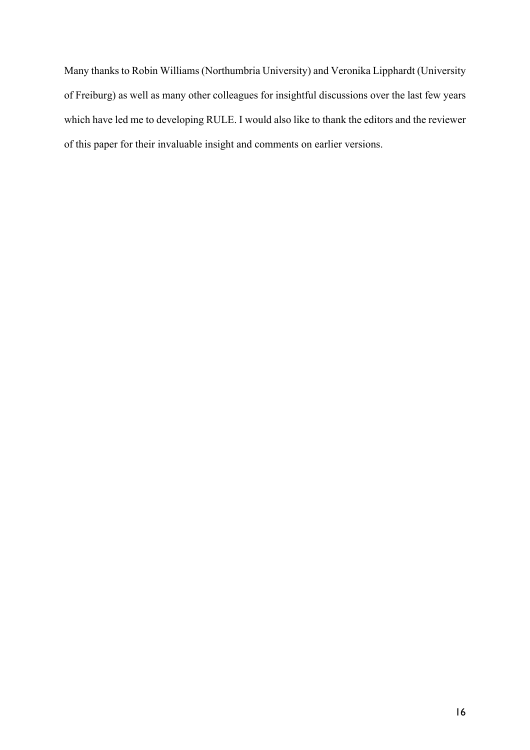Many thanks to Robin Williams (Northumbria University) and Veronika Lipphardt (University of Freiburg) as well as many other colleagues for insightful discussions over the last few years which have led me to developing RULE. I would also like to thank the editors and the reviewer of this paper for their invaluable insight and comments on earlier versions.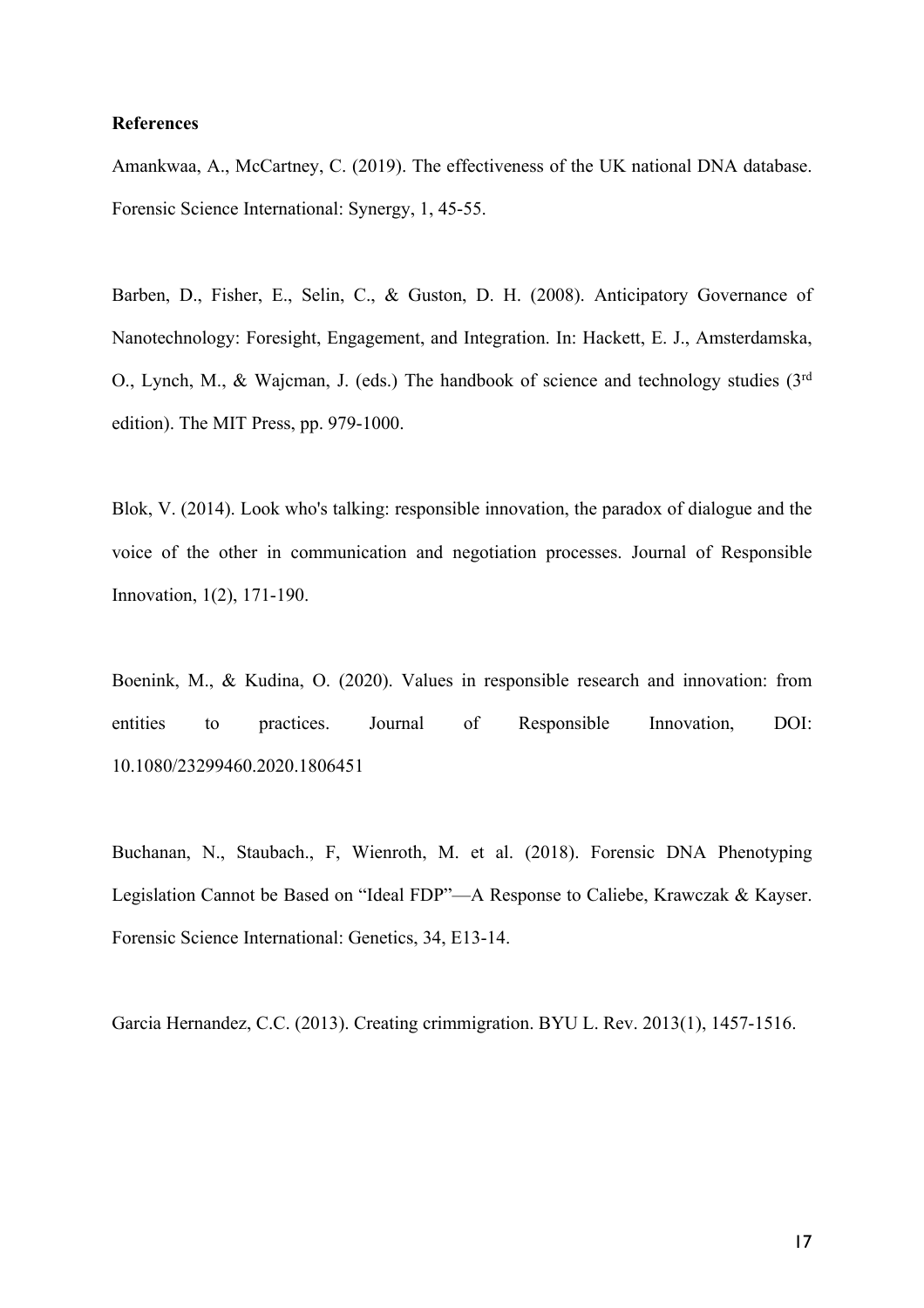**References**

Amankwaa, A., McCartney, C. (2019). The effectiveness of the UK national DNA database. Forensic Science International: Synergy, 1, 45-55.

Barben, D., Fisher, E., Selin, C., & Guston, D. H. (2008). Anticipatory Governance of Nanotechnology: Foresight, Engagement, and Integration. In: Hackett, E. J., Amsterdamska, O., Lynch, M., & Wajcman, J. (eds.) The handbook of science and technology studies (3rd edition). The MIT Press, pp. 979-1000.

Blok, V. (2014). Look who's talking: responsible innovation, the paradox of dialogue and the voice of the other in communication and negotiation processes. Journal of Responsible Innovation, 1(2), 171-190.

Boenink, M., & Kudina, O. (2020). Values in responsible research and innovation: from entities to practices. Journal of Responsible Innovation, DOI: 10.1080/23299460.2020.1806451

Buchanan, N., Staubach., F, Wienroth, M. et al. (2018). Forensic DNA Phenotyping Legislation Cannot be Based on "Ideal FDP"—A Response to Caliebe, Krawczak & Kayser. Forensic Science International: Genetics, 34, E13-14.

Garcia Hernandez, C.C. (2013). Creating crimmigration. BYU L. Rev. 2013(1), 1457-1516.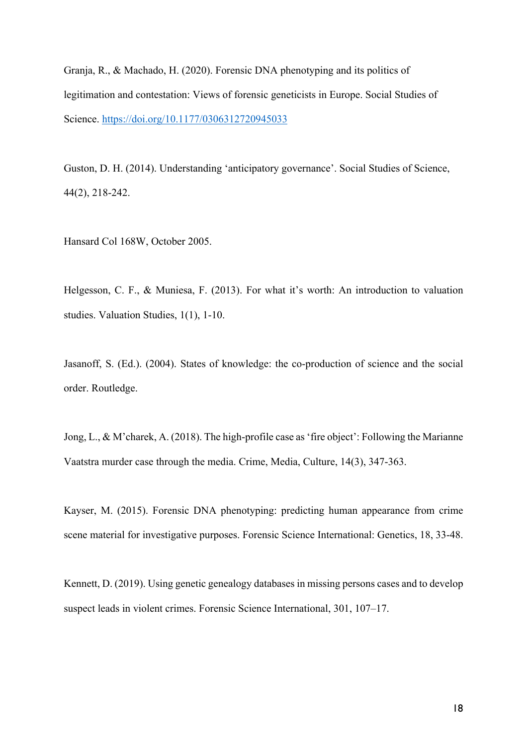Granja, R., & Machado, H. (2020). Forensic DNA phenotyping and its politics of legitimation and contestation: Views of forensic geneticists in Europe. Social Studies of Science. https://doi.org/10.1177/0306312720945033

Guston, D. H. (2014). Understanding 'anticipatory governance'. Social Studies of Science, 44(2), 218-242.

Hansard Col 168W, October 2005.

Helgesson, C. F., & Muniesa, F. (2013). For what it's worth: An introduction to valuation studies. Valuation Studies, 1(1), 1-10.

Jasanoff, S. (Ed.). (2004). States of knowledge: the co-production of science and the social order. Routledge.

Jong, L., & M'charek, A. (2018). The high-profile case as 'fire object': Following the Marianne Vaatstra murder case through the media. Crime, Media, Culture, 14(3), 347-363.

Kayser, M. (2015). Forensic DNA phenotyping: predicting human appearance from crime scene material for investigative purposes. Forensic Science International: Genetics, 18, 33-48.

Kennett, D. (2019). Using genetic genealogy databases in missing persons cases and to develop suspect leads in violent crimes. Forensic Science International, 301, 107–17.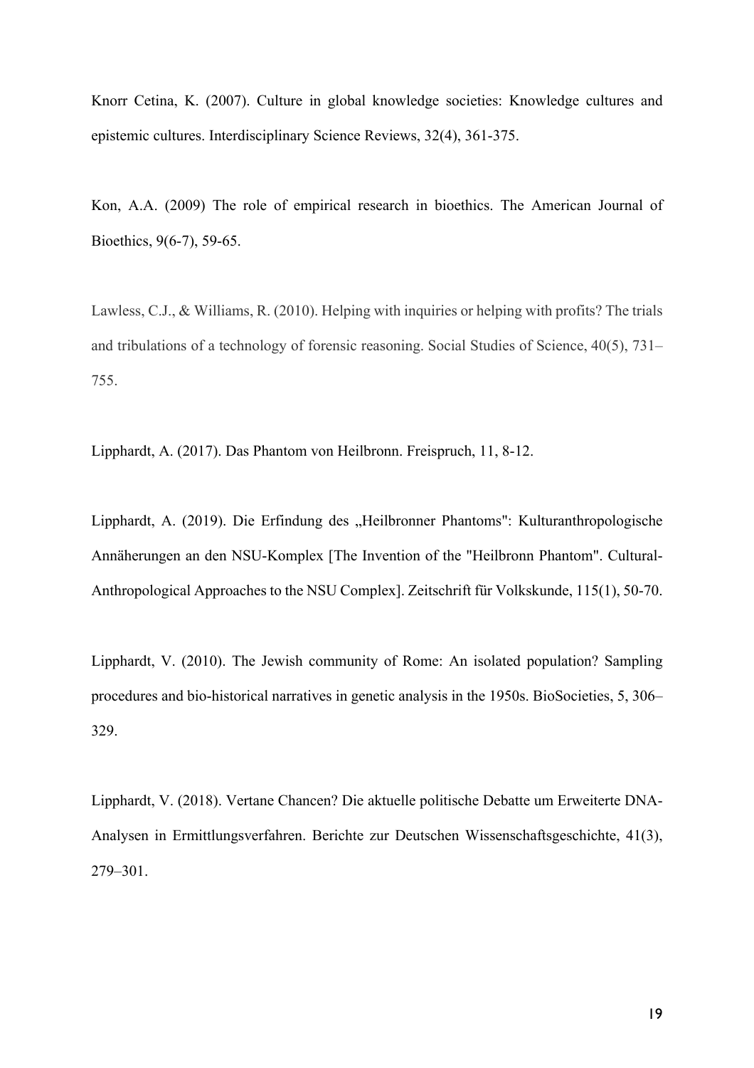Knorr Cetina, K. (2007). Culture in global knowledge societies: Knowledge cultures and epistemic cultures. Interdisciplinary Science Reviews, 32(4), 361-375.

Kon, A.A. (2009) The role of empirical research in bioethics. The American Journal of Bioethics, 9(6-7), 59-65.

Lawless, C.J., & Williams, R. (2010). Helping with inquiries or helping with profits? The trials and tribulations of a technology of forensic reasoning. Social Studies of Science, 40(5), 731–755.

Lipphardt, A. (2017). Das Phantom von Heilbronn. Freispruch, 11, 8-12.

Lipphardt, A. (2019). Die Erfindung des „Heilbronner Phantoms": Kulturanthropologische Annäherungen an den NSU-Komplex [The Invention of the "Heilbronn Phantom". Cultural-Anthropological Approaches to the NSU Complex]. Zeitschrift für Volkskunde, 115(1), 50-70.

Lipphardt, V. (2010). The Jewish community of Rome: An isolated population? Sampling procedures and bio-historical narratives in genetic analysis in the 1950s. BioSocieties, 5, 306–329.

Lipphardt, V. (2018). Vertane Chancen? Die aktuelle politische Debatte um Erweiterte DNA-Analysen in Ermittlungsverfahren. Berichte zur Deutschen Wissenschaftsgeschichte, 41(3), 279–301.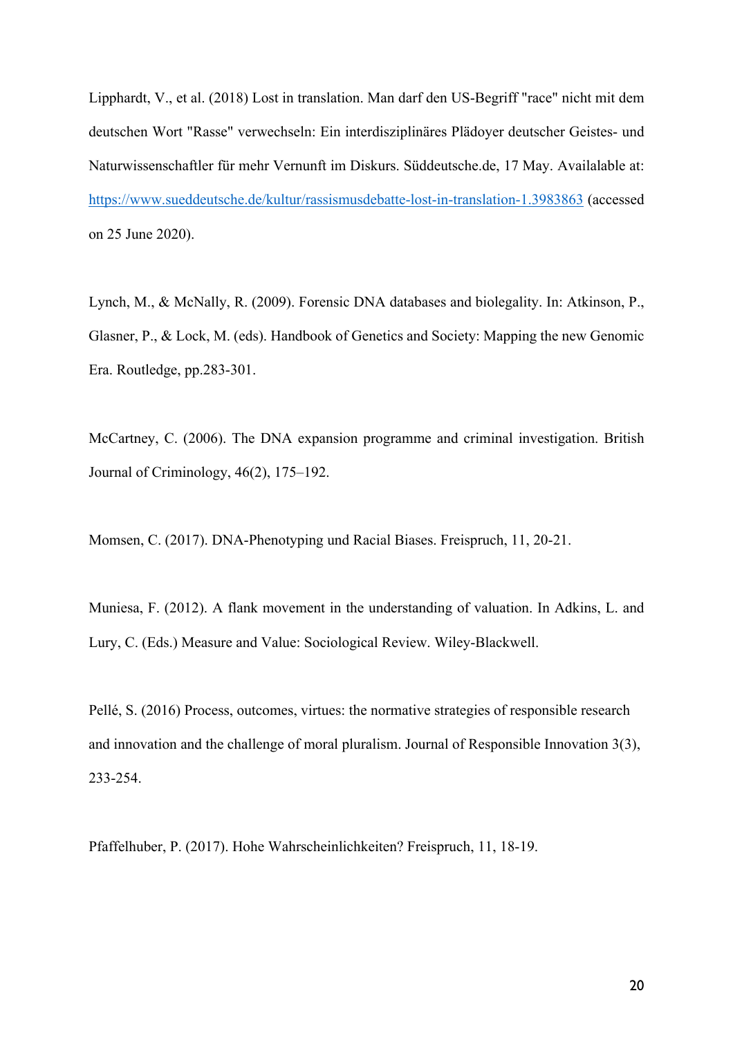Lipphardt, V., et al. (2018) Lost in translation. Man darf den US-Begriff "race" nicht mit dem deutschen Wort "Rasse" verwechseln: Ein interdisziplinäres Plädoyer deutscher Geistes- und Naturwissenschaftler für mehr Vernunft im Diskurs. Süddeutsche.de, 17 May. Availalable at: https://www.sueddeutsche.de/kultur/rassismusdebatte-lost-in-translation-1.3983863 (accessed on 25 June 2020).

Lynch, M., & McNally, R. (2009). Forensic DNA databases and biolegality. In: Atkinson, P., Glasner, P., & Lock, M. (eds). Handbook of Genetics and Society: Mapping the new Genomic Era. Routledge, pp.283-301.

McCartney, C. (2006). The DNA expansion programme and criminal investigation. British Journal of Criminology, 46(2), 175–192.

Momsen, C. (2017). DNA-Phenotyping und Racial Biases. Freispruch, 11, 20-21.

Muniesa, F. (2012). A flank movement in the understanding of valuation. In Adkins, L. and Lury, C. (Eds.) Measure and Value: Sociological Review. Wiley-Blackwell.

Pellé, S. (2016) Process, outcomes, virtues: the normative strategies of responsible research and innovation and the challenge of moral pluralism. Journal of Responsible Innovation 3(3), 233-254.

Pfaffelhuber, P. (2017). Hohe Wahrscheinlichkeiten? Freispruch, 11, 18-19.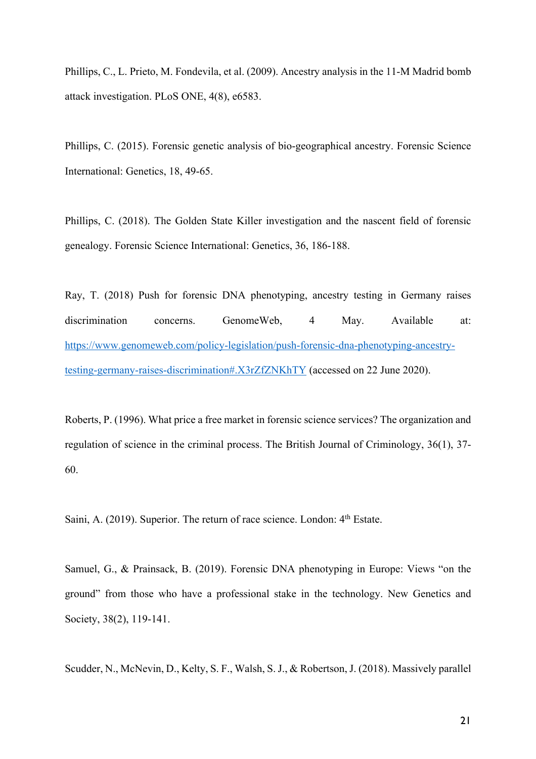Phillips, C., L. Prieto, M. Fondevila, et al. (2009). Ancestry analysis in the 11-M Madrid bomb attack investigation. PLoS ONE, 4(8), e6583.

Phillips, C. (2015). Forensic genetic analysis of bio-geographical ancestry. Forensic Science International: Genetics, 18, 49-65.

Phillips, C. (2018). The Golden State Killer investigation and the nascent field of forensic genealogy. Forensic Science International: Genetics, 36, 186-188.

Ray, T. (2018) Push for forensic DNA phenotyping, ancestry testing in Germany raises discrimination concerns. GenomeWeb, 4 May. Available at: https://www.genomeweb.com/policy-legislation/push-forensic-dna-phenotyping-ancestry-testing-germany-raises-discrimination#.X3rZfZNKhTY (accessed on 22 June 2020).

Roberts, P. (1996). What price a free market in forensic science services? The organization and regulation of science in the criminal process. The British Journal of Criminology, 36(1), 37-60.

Saini, A. (2019). Superior. The return of race science. London: 4th Estate.

Samuel, G., & Prainsack, B. (2019). Forensic DNA phenotyping in Europe: Views "on the ground" from those who have a professional stake in the technology. New Genetics and Society, 38(2), 119-141.

Scudder, N., McNevin, D., Kelty, S. F., Walsh, S. J., & Robertson, J. (2018). Massively parallel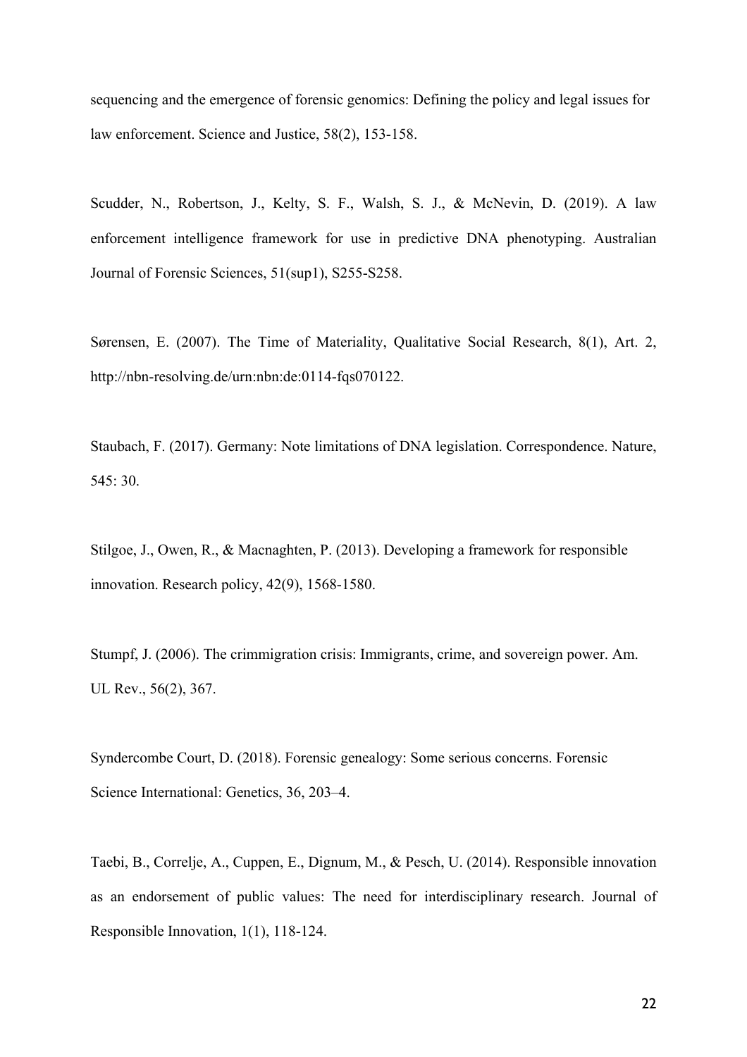sequencing and the emergence of forensic genomics: Defining the policy and legal issues for law enforcement. Science and Justice, 58(2), 153-158.

Scudder, N., Robertson, J., Kelty, S. F., Walsh, S. J., & McNevin, D. (2019). A law enforcement intelligence framework for use in predictive DNA phenotyping. Australian Journal of Forensic Sciences, 51(sup1), S255-S258.

Sørensen, E. (2007). The Time of Materiality, Qualitative Social Research, 8(1), Art. 2, http://nbn-resolving.de/urn:nbn:de:0114-fqs070122.

Staubach, F. (2017). Germany: Note limitations of DNA legislation. Correspondence. Nature, 545: 30.

Stilgoe, J., Owen, R., & Macnaghten, P. (2013). Developing a framework for responsible innovation. Research policy, 42(9), 1568-1580.

Stumpf, J. (2006). The crimmigration crisis: Immigrants, crime, and sovereign power. Am. UL Rev., 56(2), 367.

Syndercombe Court, D. (2018). Forensic genealogy: Some serious concerns. Forensic Science International: Genetics, 36, 203–4.

Taebi, B., Correlje, A., Cuppen, E., Dignum, M., & Pesch, U. (2014). Responsible innovation as an endorsement of public values: The need for interdisciplinary research. Journal of Responsible Innovation, 1(1), 118-124.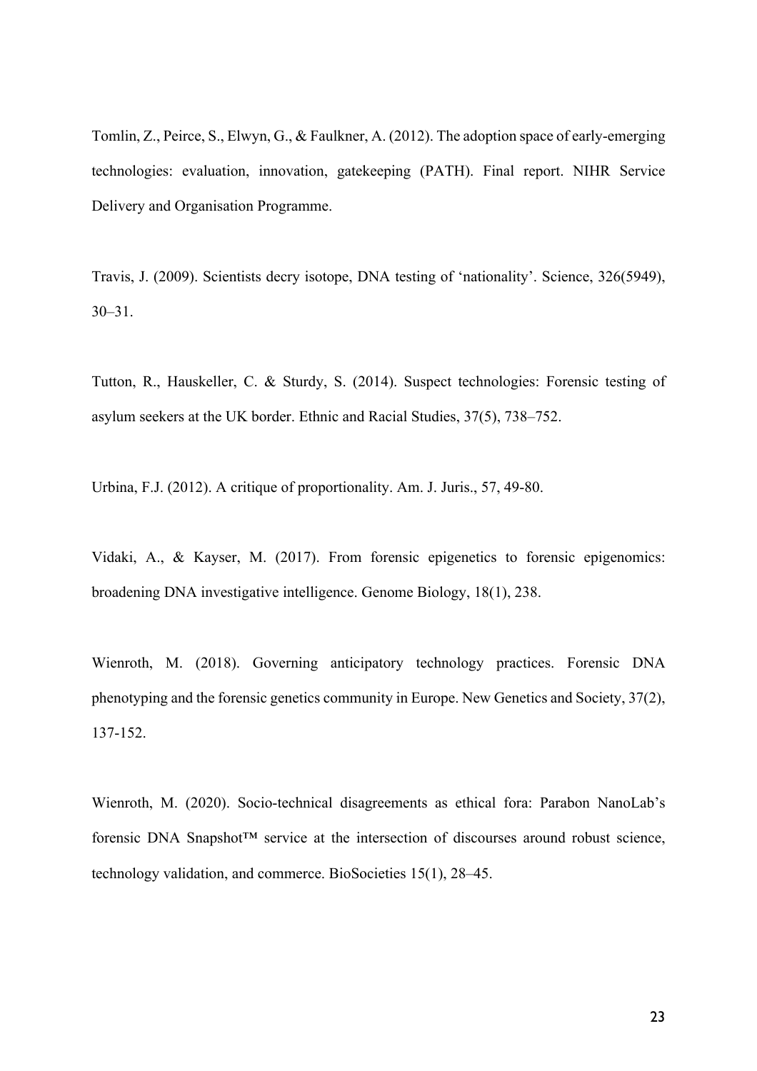Tomlin, Z., Peirce, S., Elwyn, G., & Faulkner, A. (2012). The adoption space of early-emerging technologies: evaluation, innovation, gatekeeping (PATH). Final report. NIHR Service Delivery and Organisation Programme.

Travis, J. (2009). Scientists decry isotope, DNA testing of 'nationality'. Science, 326(5949), 30–31.

Tutton, R., Hauskeller, C. & Sturdy, S. (2014). Suspect technologies: Forensic testing of asylum seekers at the UK border. Ethnic and Racial Studies, 37(5), 738–752.

Urbina, F.J. (2012). A critique of proportionality. Am. J. Juris., 57, 49-80.

Vidaki, A., & Kayser, M. (2017). From forensic epigenetics to forensic epigenomics: broadening DNA investigative intelligence. Genome Biology, 18(1), 238.

Wienroth, M. (2018). Governing anticipatory technology practices. Forensic DNA phenotyping and the forensic genetics community in Europe. New Genetics and Society, 37(2), 137-152.

Wienroth, M. (2020). Socio-technical disagreements as ethical fora: Parabon NanoLab's forensic DNA Snapshot™ service at the intersection of discourses around robust science, technology validation, and commerce. BioSocieties 15(1), 28–45.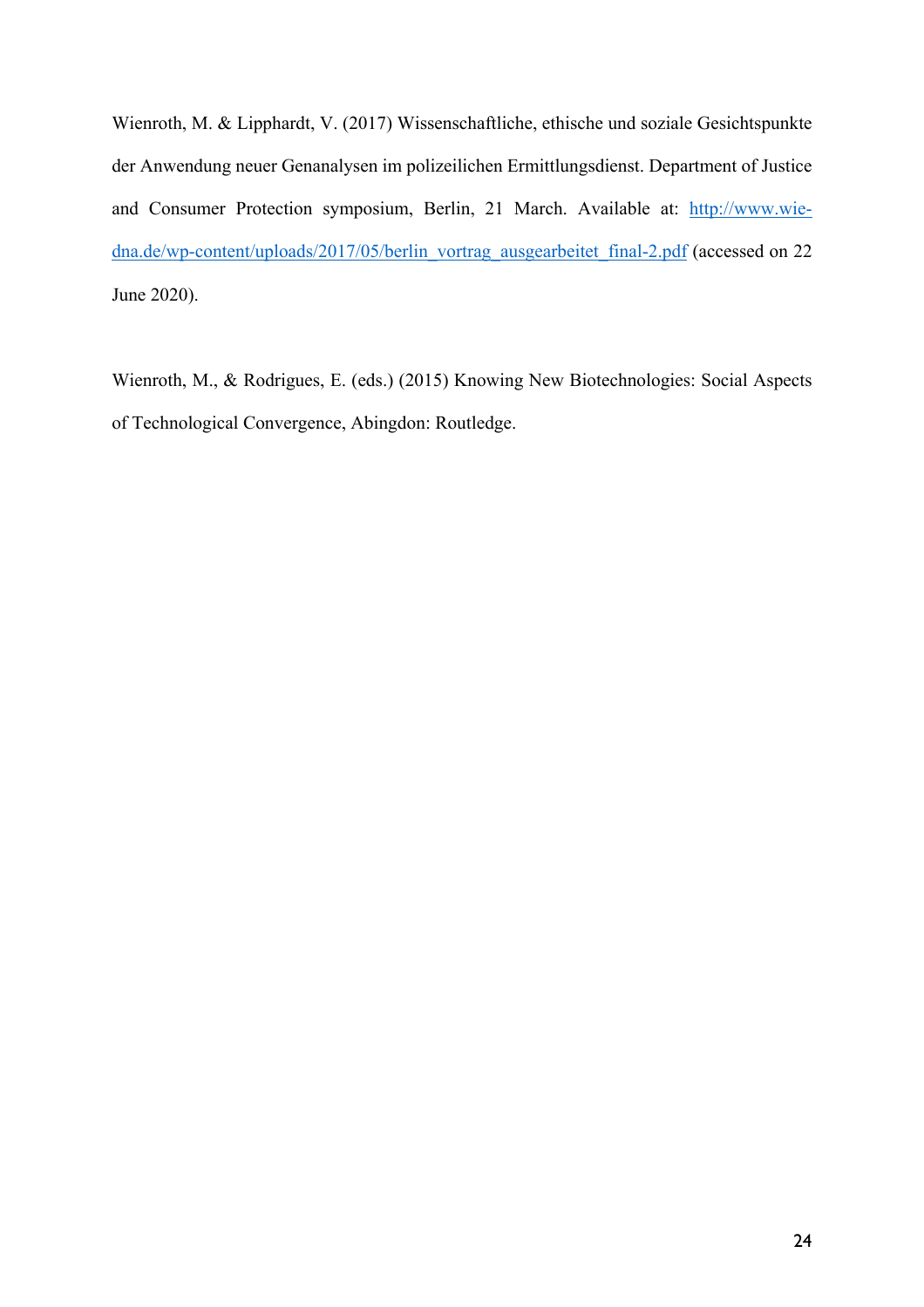Wienroth, M. & Lipphardt, V. (2017) Wissenschaftliche, ethische und soziale Gesichtspunkte der Anwendung neuer Genanalysen im polizeilichen Ermittlungsdienst. Department of Justice and Consumer Protection symposium, Berlin, 21 March. Available at: http://www.wie-dna.de/wp-content/uploads/2017/05/berlin_vortrag_ausgearbeitet_final-2.pdf (accessed on 22 June 2020).

Wienroth, M., & Rodrigues, E. (eds.) (2015) Knowing New Biotechnologies: Social Aspects of Technological Convergence, Abingdon: Routledge.